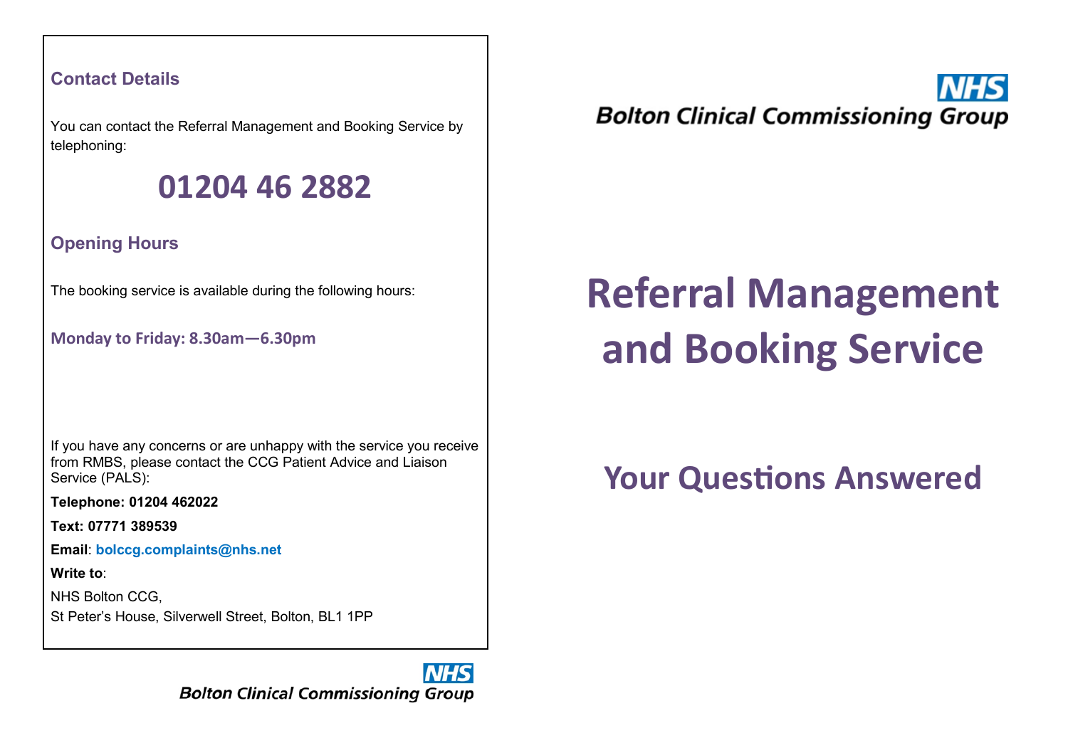## Contact Details

You can contact the Referral Management and Booking Service by telephoning:

# 01204 46 2882

## Opening Hours

The booking service is available during the following hours:

**Monday to Friday: 8.30am—6.30pm**

If you have any concerns or are unhappy with the service you receive from RMBS, please contact the CCG Patient Advice and Liaison Service (PALS):

**Telephone: 01204 462022**

**Text: 07771 389539**

**Email**: **bolccg.complaints@nhs.net**

**Write to**:

NHS Bolton CCG,
St Peter's House, Silverwell Street, Bolton, BL1 1PP

NHS Bolton Clinical Commissioning Group

NHS Bolton Clinical Commissioning Group

# Referral Management and Booking Service

## Your Questions Answered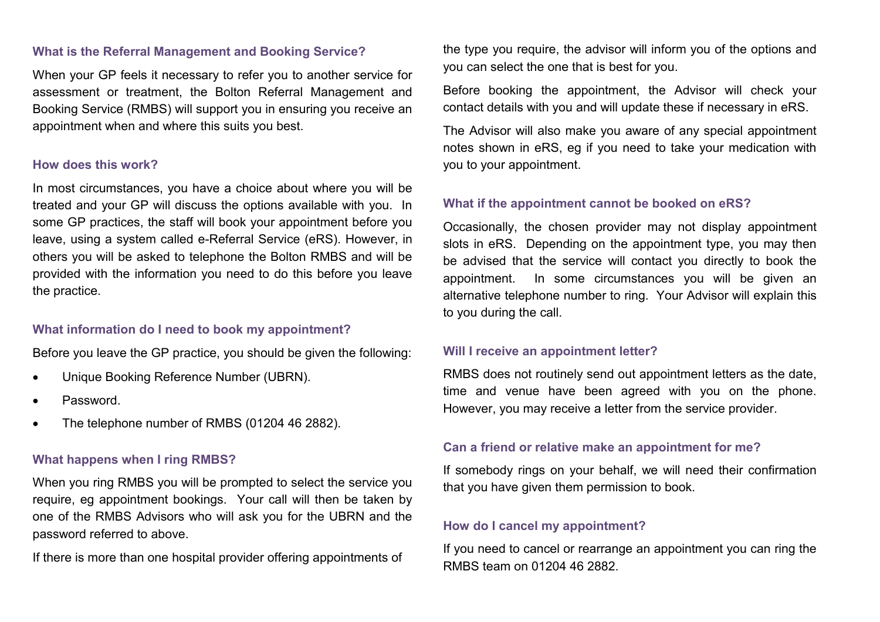### What is the Referral Management and Booking Service?

When your GP feels it necessary to refer you to another service for assessment or treatment, the Bolton Referral Management and Booking Service (RMBS) will support you in ensuring you receive an appointment when and where this suits you best.

### How does this work?

In most circumstances, you have a choice about where you will be treated and your GP will discuss the options available with you. In some GP practices, the staff will book your appointment before you leave, using a system called e-Referral Service (eRS). However, in others you will be asked to telephone the Bolton RMBS and will be provided with the information you need to do this before you leave the practice.

### What information do I need to book my appointment?

Before you leave the GP practice, you should be given the following:

- Unique Booking Reference Number (UBRN).
- Password.
- The telephone number of RMBS (01204 46 2882).

### What happens when I ring RMBS?

When you ring RMBS you will be prompted to select the service you require, eg appointment bookings. Your call will then be taken by one of the RMBS Advisors who will ask you for the UBRN and the password referred to above.

If there is more than one hospital provider offering appointments of the type you require, the advisor will inform you of the options and you can select the one that is best for you.

Before booking the appointment, the Advisor will check your contact details with you and will update these if necessary in eRS.

The Advisor will also make you aware of any special appointment notes shown in eRS, eg if you need to take your medication with you to your appointment.

### What if the appointment cannot be booked on eRS?

Occasionally, the chosen provider may not display appointment slots in eRS. Depending on the appointment type, you may then be advised that the service will contact you directly to book the appointment. In some circumstances you will be given an alternative telephone number to ring. Your Advisor will explain this to you during the call.

### Will I receive an appointment letter?

RMBS does not routinely send out appointment letters as the date, time and venue have been agreed with you on the phone. However, you may receive a letter from the service provider.

### Can a friend or relative make an appointment for me?

If somebody rings on your behalf, we will need their confirmation that you have given them permission to book.

### How do I cancel my appointment?

If you need to cancel or rearrange an appointment you can ring the RMBS team on 01204 46 2882.